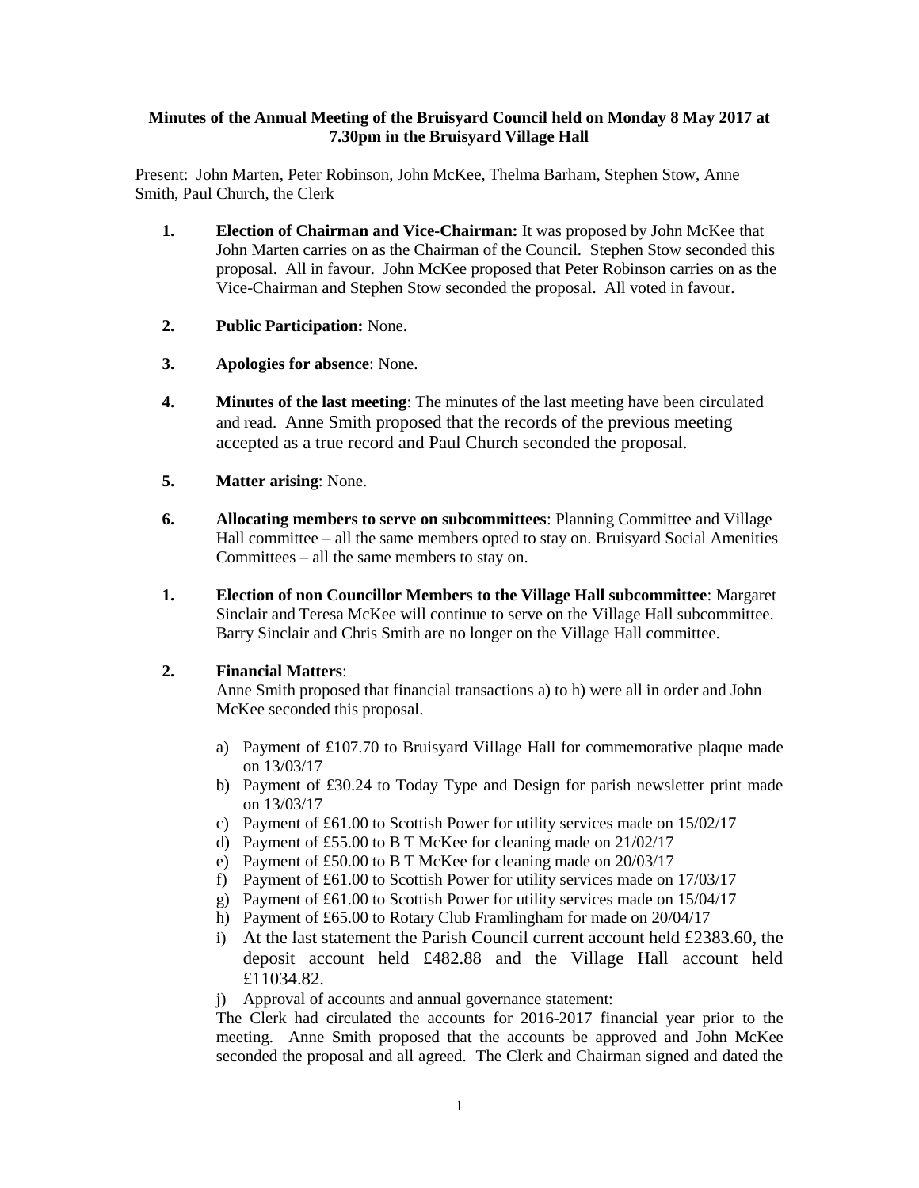**Minutes of the Annual Meeting of the Bruisyard Council held on Monday 8 May 2017 at 7.30pm in the Bruisyard Village Hall**

Present: John Marten, Peter Robinson, John McKee, Thelma Barham, Stephen Stow, Anne Smith, Paul Church, the Clerk

1. **Election of Chairman and Vice-Chairman:** It was proposed by John McKee that John Marten carries on as the Chairman of the Council. Stephen Stow seconded this proposal. All in favour. John McKee proposed that Peter Robinson carries on as the Vice-Chairman and Stephen Stow seconded the proposal. All voted in favour.

2. **Public Participation:** None.

3. **Apologies for absence**: None.

4. **Minutes of the last meeting**: The minutes of the last meeting have been circulated and read. Anne Smith proposed that the records of the previous meeting accepted as a true record and Paul Church seconded the proposal.

5. **Matter arising**: None.

6. **Allocating members to serve on subcommittees**: Planning Committee and Village Hall committee – all the same members opted to stay on. Bruisyard Social Amenities Committees – all the same members to stay on.

1. **Election of non Councillor Members to the Village Hall subcommittee**: Margaret Sinclair and Teresa McKee will continue to serve on the Village Hall subcommittee. Barry Sinclair and Chris Smith are no longer on the Village Hall committee.

2. **Financial Matters**:
   Anne Smith proposed that financial transactions a) to h) were all in order and John McKee seconded this proposal.

   a) Payment of £107.70 to Bruisyard Village Hall for commemorative plaque made on 13/03/17
   b) Payment of £30.24 to Today Type and Design for parish newsletter print made on 13/03/17
   c) Payment of £61.00 to Scottish Power for utility services made on 15/02/17
   d) Payment of £55.00 to B T McKee for cleaning made on 21/02/17
   e) Payment of £50.00 to B T McKee for cleaning made on 20/03/17
   f) Payment of £61.00 to Scottish Power for utility services made on 17/03/17
   g) Payment of £61.00 to Scottish Power for utility services made on 15/04/17
   h) Payment of £65.00 to Rotary Club Framlingham for made on 20/04/17
   i) At the last statement the Parish Council current account held £2383.60, the deposit account held £482.88 and the Village Hall account held £11034.82.
   j) Approval of accounts and annual governance statement:

   The Clerk had circulated the accounts for 2016-2017 financial year prior to the meeting. Anne Smith proposed that the accounts be approved and John McKee seconded the proposal and all agreed. The Clerk and Chairman signed and dated the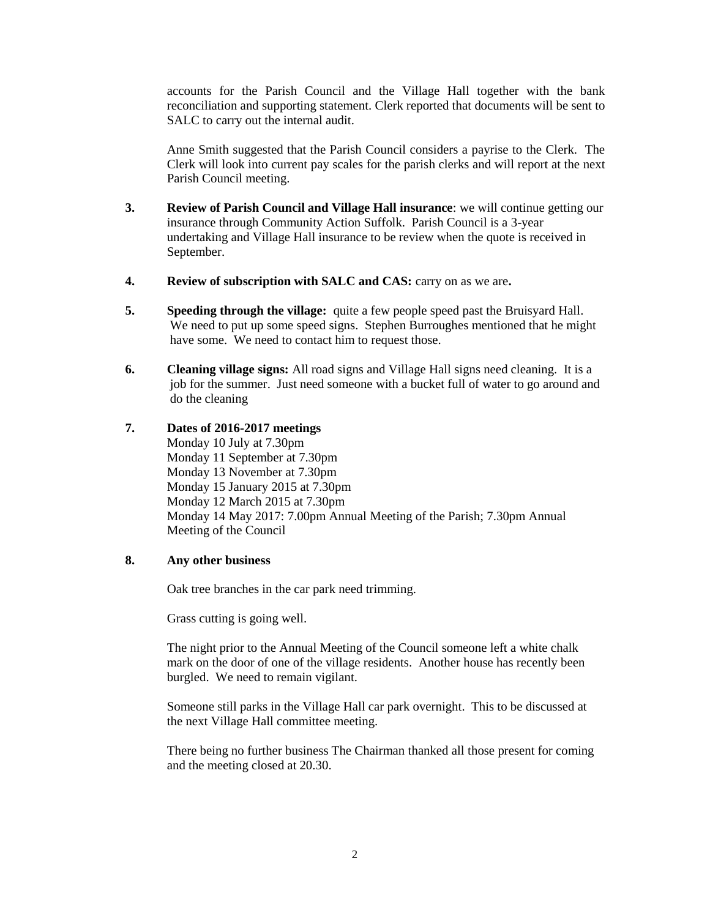accounts for the Parish Council and the Village Hall together with the bank reconciliation and supporting statement. Clerk reported that documents will be sent to SALC to carry out the internal audit.

Anne Smith suggested that the Parish Council considers a payrise to the Clerk. The Clerk will look into current pay scales for the parish clerks and will report at the next Parish Council meeting.

3. **Review of Parish Council and Village Hall insurance**: we will continue getting our insurance through Community Action Suffolk. Parish Council is a 3-year undertaking and Village Hall insurance to be review when the quote is received in September.

4. **Review of subscription with SALC and CAS:** carry on as we are**.**

5. **Speeding through the village:** quite a few people speed past the Bruisyard Hall. We need to put up some speed signs. Stephen Burroughes mentioned that he might have some. We need to contact him to request those.

6. **Cleaning village signs:** All road signs and Village Hall signs need cleaning. It is a job for the summer. Just need someone with a bucket full of water to go around and do the cleaning

7. **Dates of 2016-2017 meetings**

   Monday 10 July at 7.30pm
   Monday 11 September at 7.30pm
   Monday 13 November at 7.30pm
   Monday 15 January 2015 at 7.30pm
   Monday 12 March 2015 at 7.30pm
   Monday 14 May 2017: 7.00pm Annual Meeting of the Parish; 7.30pm Annual Meeting of the Council

8. **Any other business**

   Oak tree branches in the car park need trimming.

   Grass cutting is going well.

   The night prior to the Annual Meeting of the Council someone left a white chalk mark on the door of one of the village residents. Another house has recently been burgled. We need to remain vigilant.

   Someone still parks in the Village Hall car park overnight. This to be discussed at the next Village Hall committee meeting.

   There being no further business The Chairman thanked all those present for coming and the meeting closed at 20.30.